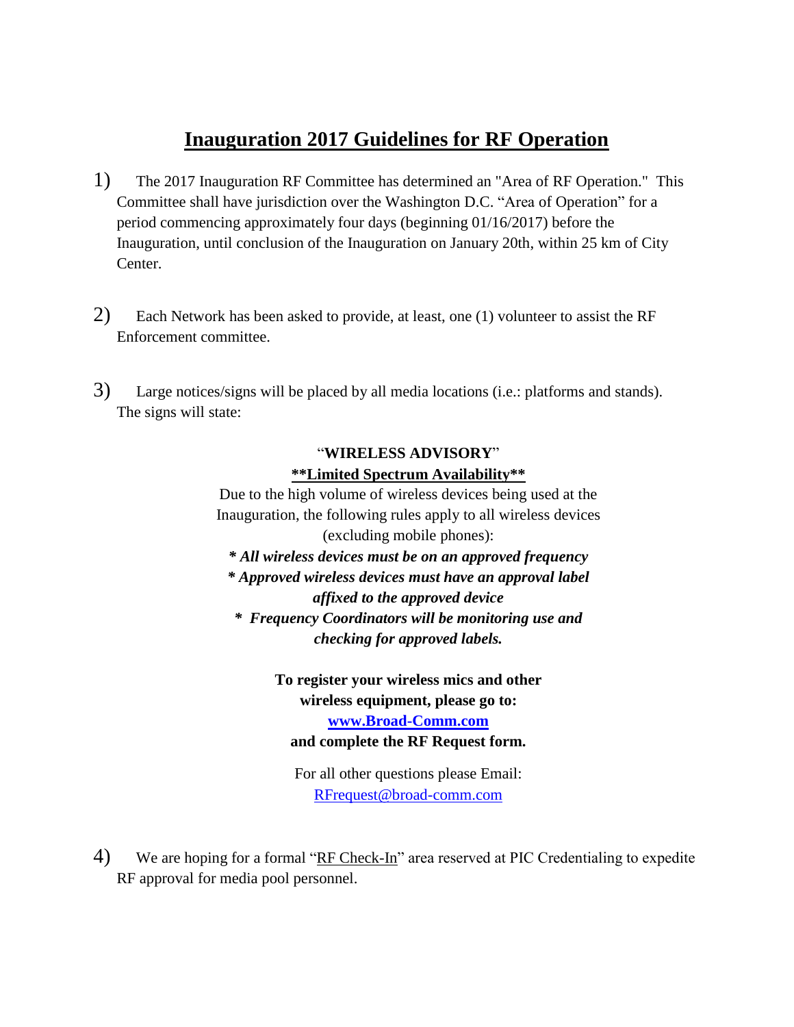# Inauguration 2017 Guidelines for RF Operation

1) The 2017 Inauguration RF Committee has determined an "Area of RF Operation." This Committee shall have jurisdiction over the Washington D.C. "Area of Operation" for a period commencing approximately four days (beginning 01/16/2017) before the Inauguration, until conclusion of the Inauguration on January 20th, within 25 km of City Center.

2) Each Network has been asked to provide, at least, one (1) volunteer to assist the RF Enforcement committee.

3) Large notices/signs will be placed by all media locations (i.e.: platforms and stands). The signs will state:

> "**WIRELESS ADVISORY**"
>
> **\*\*Limited Spectrum Availability\*\***
>
> Due to the high volume of wireless devices being used at the Inauguration, the following rules apply to all wireless devices (excluding mobile phones):
>
> ***\* All wireless devices must be on an approved frequency***
>
> ***\* Approved wireless devices must have an approval label affixed to the approved device***
>
> ***\* Frequency Coordinators will be monitoring use and checking for approved labels.***
>
> **To register your wireless mics and other wireless equipment, please go to: www.Broad-Comm.com and complete the RF Request form.**
>
> For all other questions please Email: RFrequest@broad-comm.com

4) We are hoping for a formal "RF Check-In" area reserved at PIC Credentialing to expedite RF approval for media pool personnel.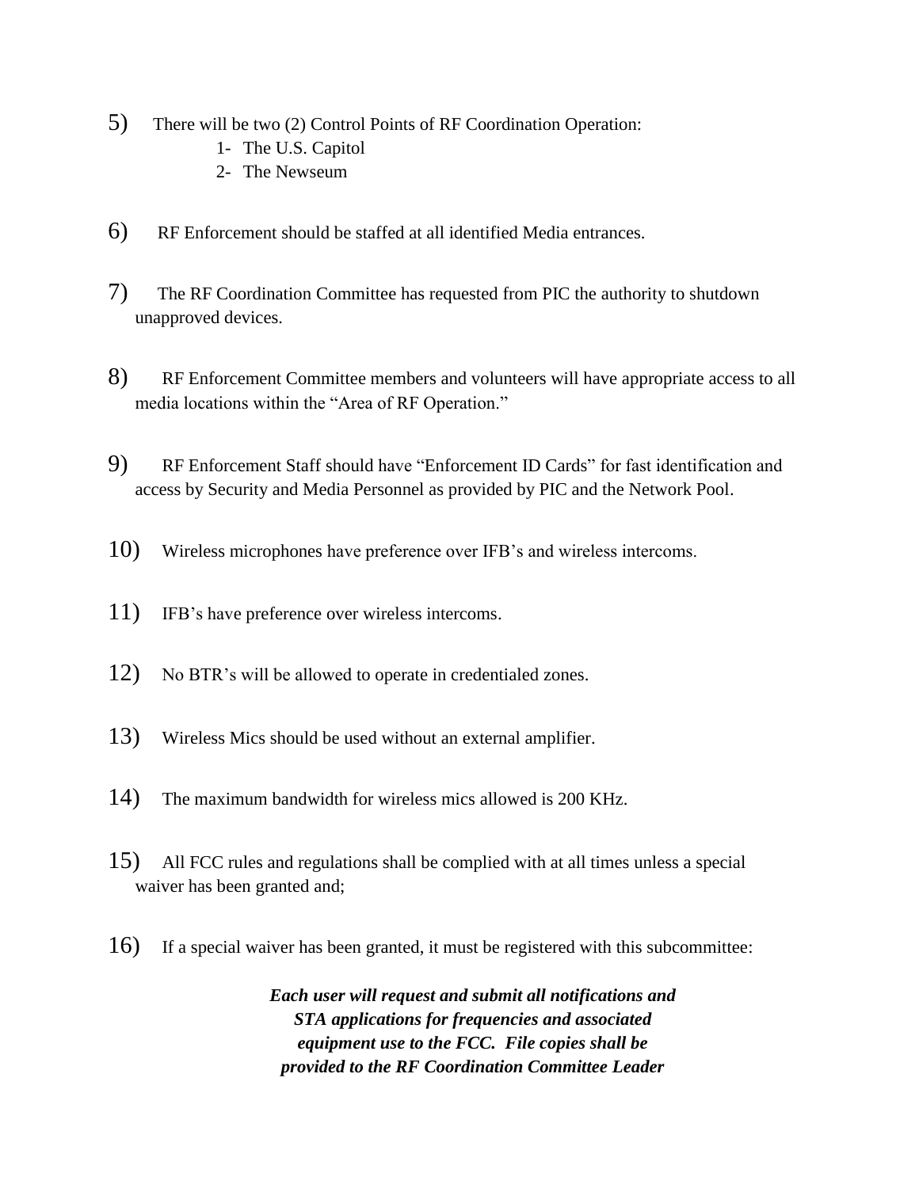5) There will be two (2) Control Points of RF Coordination Operation:
    1- The U.S. Capitol
    2- The Newseum

6) RF Enforcement should be staffed at all identified Media entrances.

7) The RF Coordination Committee has requested from PIC the authority to shutdown unapproved devices.

8) RF Enforcement Committee members and volunteers will have appropriate access to all media locations within the "Area of RF Operation."

9) RF Enforcement Staff should have "Enforcement ID Cards" for fast identification and access by Security and Media Personnel as provided by PIC and the Network Pool.

10) Wireless microphones have preference over IFB's and wireless intercoms.

11) IFB's have preference over wireless intercoms.

12) No BTR's will be allowed to operate in credentialed zones.

13) Wireless Mics should be used without an external amplifier.

14) The maximum bandwidth for wireless mics allowed is 200 KHz.

15) All FCC rules and regulations shall be complied with at all times unless a special waiver has been granted and;

16) If a special waiver has been granted, it must be registered with this subcommittee:

***Each user will request and submit all notifications and STA applications for frequencies and associated equipment use to the FCC. File copies shall be provided to the RF Coordination Committee Leader***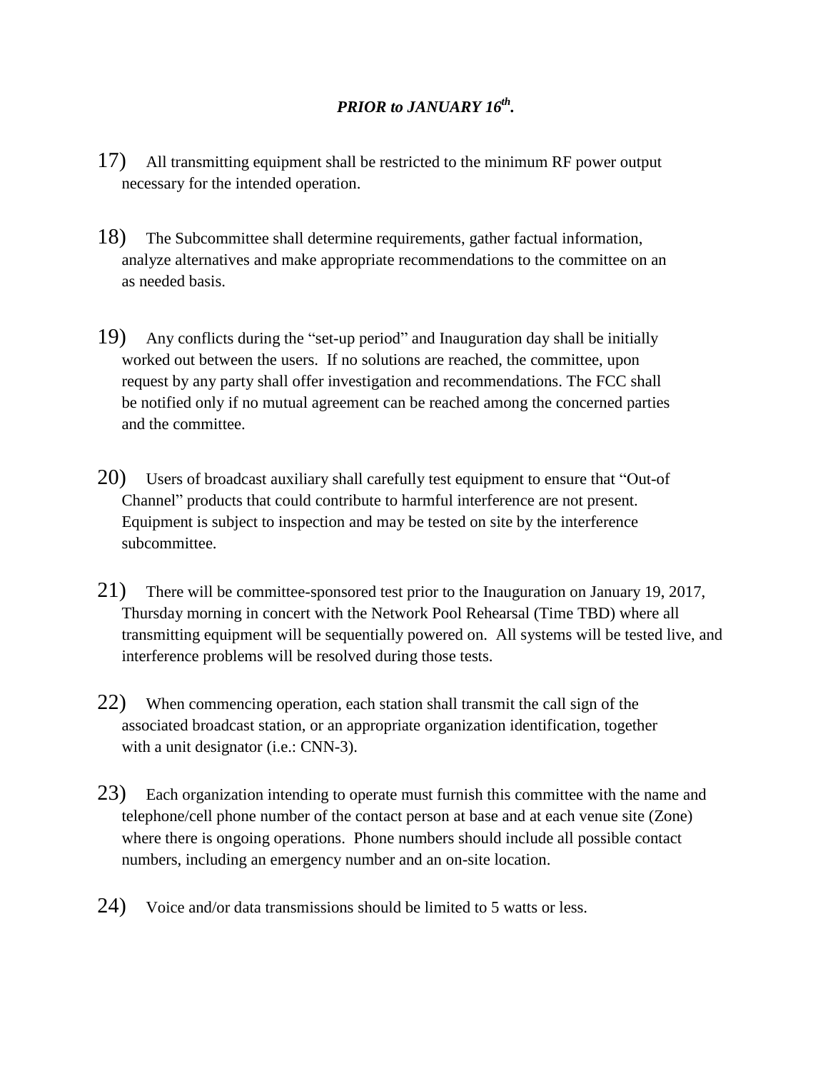***PRIOR to JANUARY 16th.***

17) All transmitting equipment shall be restricted to the minimum RF power output necessary for the intended operation.

18) The Subcommittee shall determine requirements, gather factual information, analyze alternatives and make appropriate recommendations to the committee on an as needed basis.

19) Any conflicts during the "set-up period" and Inauguration day shall be initially worked out between the users. If no solutions are reached, the committee, upon request by any party shall offer investigation and recommendations. The FCC shall be notified only if no mutual agreement can be reached among the concerned parties and the committee.

20) Users of broadcast auxiliary shall carefully test equipment to ensure that "Out-of Channel" products that could contribute to harmful interference are not present. Equipment is subject to inspection and may be tested on site by the interference subcommittee.

21) There will be committee-sponsored test prior to the Inauguration on January 19, 2017, Thursday morning in concert with the Network Pool Rehearsal (Time TBD) where all transmitting equipment will be sequentially powered on. All systems will be tested live, and interference problems will be resolved during those tests.

22) When commencing operation, each station shall transmit the call sign of the associated broadcast station, or an appropriate organization identification, together with a unit designator (i.e.: CNN-3).

23) Each organization intending to operate must furnish this committee with the name and telephone/cell phone number of the contact person at base and at each venue site (Zone) where there is ongoing operations. Phone numbers should include all possible contact numbers, including an emergency number and an on-site location.

24) Voice and/or data transmissions should be limited to 5 watts or less.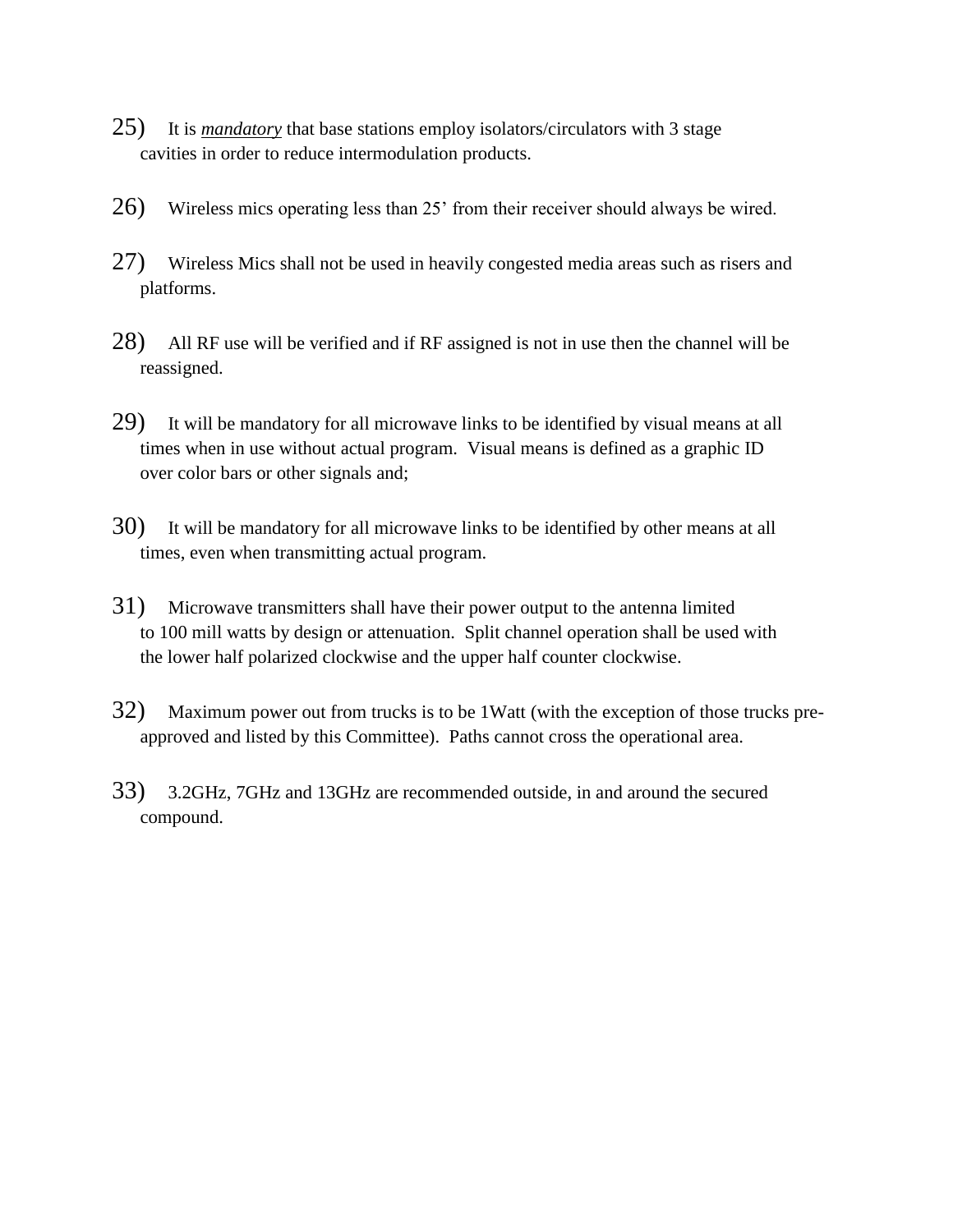25) It is <u>*mandatory*</u> that base stations employ isolators/circulators with 3 stage cavities in order to reduce intermodulation products.

26) Wireless mics operating less than 25' from their receiver should always be wired.

27) Wireless Mics shall not be used in heavily congested media areas such as risers and platforms.

28) All RF use will be verified and if RF assigned is not in use then the channel will be reassigned.

29) It will be mandatory for all microwave links to be identified by visual means at all times when in use without actual program. Visual means is defined as a graphic ID over color bars or other signals and;

30) It will be mandatory for all microwave links to be identified by other means at all times, even when transmitting actual program.

31) Microwave transmitters shall have their power output to the antenna limited to 100 mill watts by design or attenuation. Split channel operation shall be used with the lower half polarized clockwise and the upper half counter clockwise.

32) Maximum power out from trucks is to be 1Watt (with the exception of those trucks pre-approved and listed by this Committee). Paths cannot cross the operational area.

33) 3.2GHz, 7GHz and 13GHz are recommended outside, in and around the secured compound.